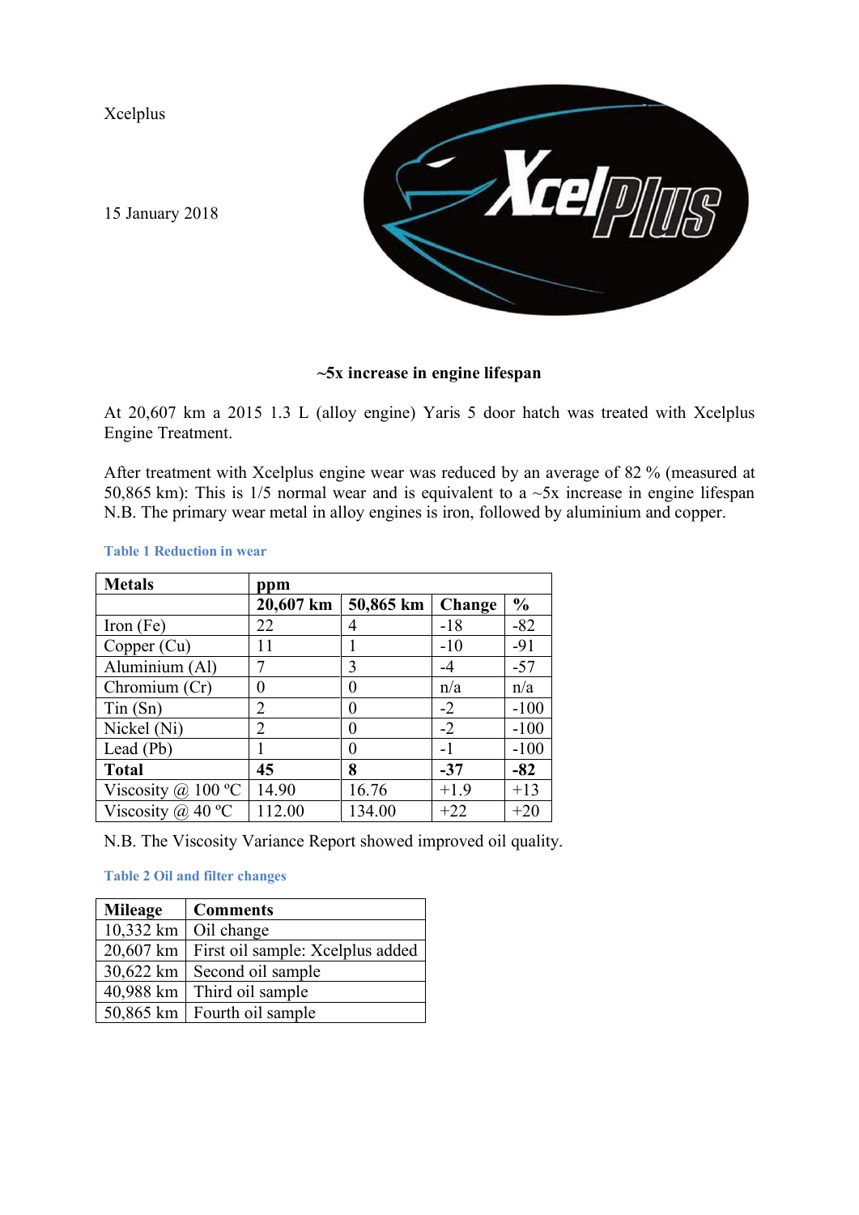Xcelplus

15 January 2018

**~5x increase in engine lifespan**

At 20,607 km a 2015 1.3 L (alloy engine) Yaris 5 door hatch was treated with Xcelplus Engine Treatment.

After treatment with Xcelplus engine wear was reduced by an average of 82 % (measured at 50,865 km): This is 1/5 normal wear and is equivalent to a ~5x increase in engine lifespan N.B. The primary wear metal in alloy engines is iron, followed by aluminium and copper.

**Table 1 Reduction in wear**

| **Metals** | **ppm** | | | |
|---|---|---|---|---|
| | **20,607 km** | **50,865 km** | **Change** | **%** |
| Iron (Fe) | 22 | 4 | -18 | -82 |
| Copper (Cu) | 11 | 1 | -10 | -91 |
| Aluminium (Al) | 7 | 3 | -4 | -57 |
| Chromium (Cr) | 0 | 0 | n/a | n/a |
| Tin (Sn) | 2 | 0 | -2 | -100 |
| Nickel (Ni) | 2 | 0 | -2 | -100 |
| Lead (Pb) | 1 | 0 | -1 | -100 |
| **Total** | **45** | **8** | **-37** | **-82** |
| Viscosity @ 100 ºC | 14.90 | 16.76 | +1.9 | +13 |
| Viscosity @ 40 ºC | 112.00 | 134.00 | +22 | +20 |

N.B. The Viscosity Variance Report showed improved oil quality.

**Table 2 Oil and filter changes**

| **Mileage** | **Comments** |
|---|---|
| 10,332 km | Oil change |
| 20,607 km | First oil sample: Xcelplus added |
| 30,622 km | Second oil sample |
| 40,988 km | Third oil sample |
| 50,865 km | Fourth oil sample |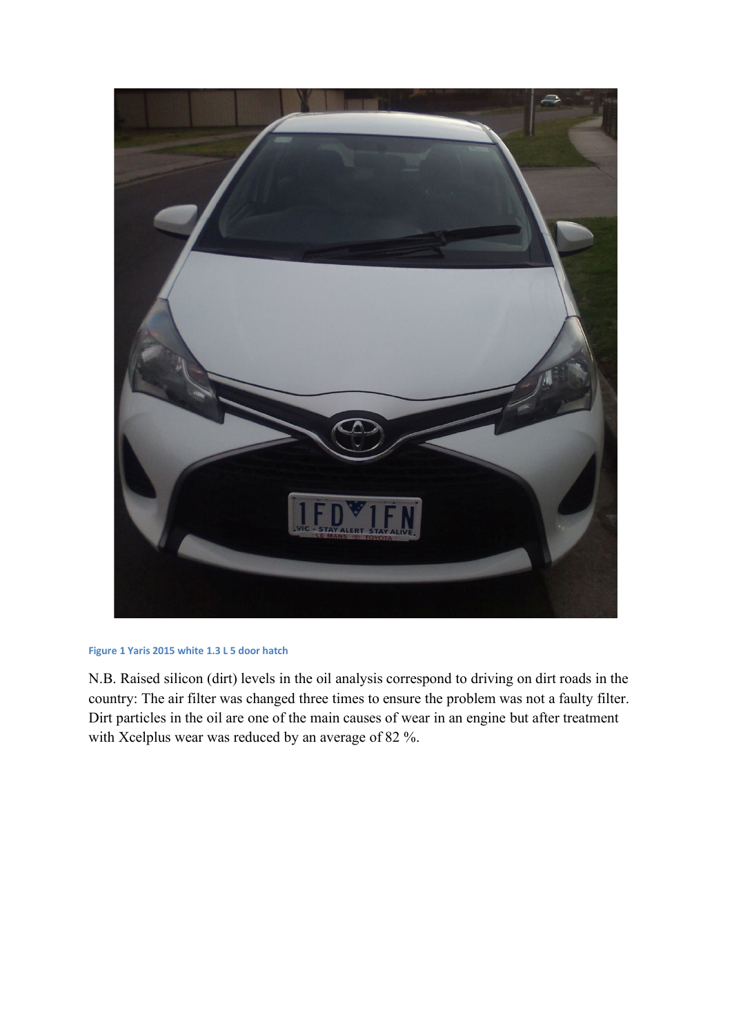Figure 1 Yaris 2015 white 1.3 L 5 door hatch

N.B. Raised silicon (dirt) levels in the oil analysis correspond to driving on dirt roads in the country: The air filter was changed three times to ensure the problem was not a faulty filter. Dirt particles in the oil are one of the main causes of wear in an engine but after treatment with Xcelplus wear was reduced by an average of 82 %.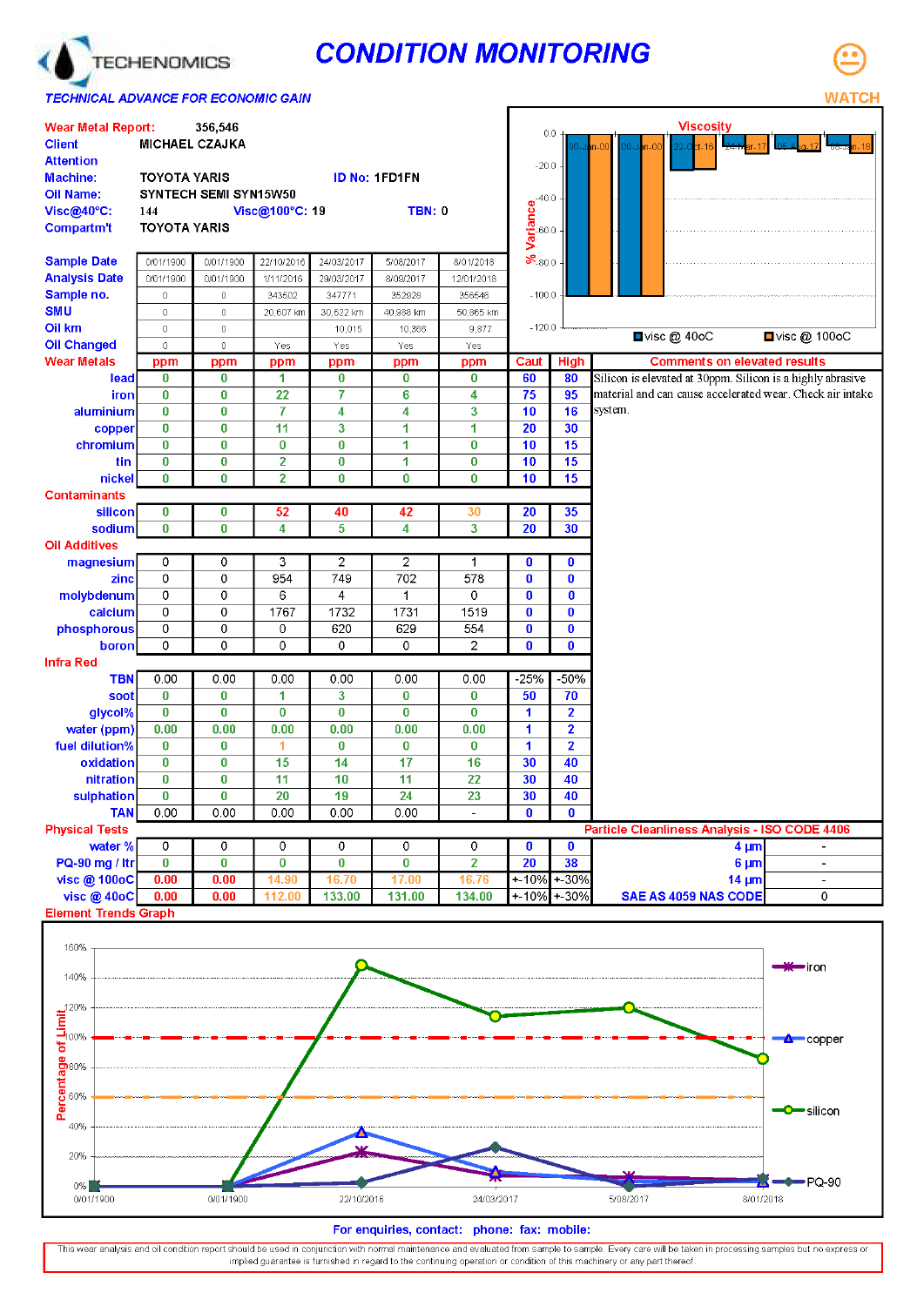TECHENOMICS

# CONDITION MONITORING

WATCH

*TECHNICAL ADVANCE FOR ECONOMIC GAIN*

**Wear Metal Report:** 356,546
**Client** MICHAEL CZAJKA
**Attention**
**Machine:** TOYOTA YARIS **ID No:** 1FD1FN
**Oil Name:** SYNTECH SEMI SYN15W50
**Visc@40°C:** 144 **Visc@100°C:** 19 **TBN:** 0
**Compartm't** TOYOTA YARIS

Viscosity
0.0
-20.0
-40.0
-60.0
-80.0
-100.0
-120.0
% Variance
00-Jan-00
00-Jan-00
22-Oct-16
24-Mar-17
05-Aug-17
08-Jan-18
visc @ 40oC
visc @ 100oC

| | | | | | | | | | |
|---|---|---|---|---|---|---|---|---|---|
| **Sample Date** | 0/01/1900 | 0/01/1900 | 22/10/2016 | 24/03/2017 | 5/08/2017 | 8/01/2018 | | | |
| **Analysis Date** | 0/01/1900 | 0/01/1900 | 1/11/2016 | 29/03/2017 | 8/09/2017 | 12/01/2018 | | | |
| **Sample no.** | 0 | 0 | 343502 | 347771 | 352828 | 356546 | | | |
| **SMU** | 0 | 0 | 20,607 km | 30,622 km | 40,988 km | 50,865 km | | | |
| **Oil km** | 0 | 0 | | 10,015 | 10,366 | 9,877 | | | |
| **Oil Changed** | 0 | 0 | Yes | Yes | Yes | Yes | | | |
| **Wear Metals** | ppm | ppm | ppm | ppm | ppm | ppm | **Caut** | **High** | **Comments on elevated results** |
| lead | 0 | 0 | 1 | 0 | 0 | 0 | 60 | 80 | Silicon is elevated at 30ppm. Silicon is a highly abrasive material and can cause accelerated wear. Check air intake system. |
| iron | 0 | 0 | 22 | 7 | 6 | 4 | 75 | 95 | |
| aluminium | 0 | 0 | 7 | 4 | 4 | 3 | 10 | 16 | |
| copper | 0 | 0 | 11 | 3 | 1 | 1 | 20 | 30 | |
| chromium | 0 | 0 | 0 | 0 | 0 | 0 | 10 | 15 | |
| tin | 0 | 0 | 2 | 0 | 1 | 0 | 10 | 15 | |
| nickel | 0 | 0 | 2 | 0 | 0 | 0 | 10 | 15 | |
| **Contaminants** | | | | | | | | | |
| silicon | 0 | 0 | 52 | 40 | 42 | 30 | 20 | 35 | |
| sodium | 0 | 0 | 4 | 5 | 4 | 3 | 20 | 30 | |
| **Oil Additives** | | | | | | | | | |
| magnesium | 0 | 0 | 3 | 2 | 2 | 1 | 0 | 0 | |
| zinc | 0 | 0 | 954 | 749 | 702 | 578 | 0 | 0 | |
| molybdenum | 0 | 0 | 6 | 4 | 1 | 0 | 0 | 0 | |
| calcium | 0 | 0 | 1767 | 1732 | 1731 | 1519 | 0 | 0 | |
| phosphorous | 0 | 0 | 0 | 620 | 629 | 554 | 0 | 0 | |
| boron | 0 | 0 | 0 | 0 | 0 | 2 | 0 | 0 | |
| **Infra Red** | | | | | | | | | |
| TBN | 0.00 | 0.00 | 0.00 | 0.00 | 0.00 | 0.00 | -25% | -50% | |
| soot | 0 | 0 | 1 | 3 | 0 | 0 | 50 | 70 | |
| glycol% | 0 | 0 | 0 | 0 | 0 | 0 | 1 | 2 | |
| water (ppm) | 0.00 | 0.00 | 0.00 | 0.00 | 0.00 | 0.00 | 1 | 2 | |
| fuel dilution% | 0 | 0 | 1 | 0 | 0 | 0 | 1 | 2 | |
| oxidation | 0 | 0 | 15 | 14 | 17 | 16 | 30 | 40 | |
| nitration | 0 | 0 | 11 | 10 | 11 | 22 | 30 | 40 | |
| sulphation | 0 | 0 | 20 | 19 | 24 | 23 | 30 | 40 | |
| TAN | 0.00 | 0.00 | 0.00 | 0.00 | 0.00 | - | 0 | 0 | |
| **Physical Tests** | | | | | | | | | **Particle Cleanliness Analysis - ISO CODE 4406** |
| water % | 0 | 0 | 0 | 0 | 0 | 0 | 0 | 0 | 4 µm: - |
| PQ-90 mg / ltr | 0 | 0 | 0 | 0 | 0 | 2 | 20 | 38 | 6 µm: - |
| visc @ 100oC | 0.00 | 0.00 | 14.90 | 16.70 | 17.00 | 16.76 | +-10% | +-30% | 14 µm: - |
| visc @ 40oC | 0.00 | 0.00 | 112.00 | 133.00 | 131.00 | 134.00 | +-10% | +-30% | SAE AS 4059 NAS CODE: 0 |

**Element Trends Graph**

160%
140%
120%
100%
80%
60%
40%
20%
0%
Percentage of Limit
0/01/1900
0/01/1900
22/10/2016
24/03/2017
5/08/2017
8/01/2018
iron
copper
silicon
PQ-90

**For enquiries, contact: phone: fax: mobile:**

This wear analysis and oil condition report should be used in conjunction with normal maintenance and evaluated from sample to sample. Every care will be taken in processing samples but no express or implied guarantee is furnished in regard to the continuing operation or condition of this machinery or any part thereof.